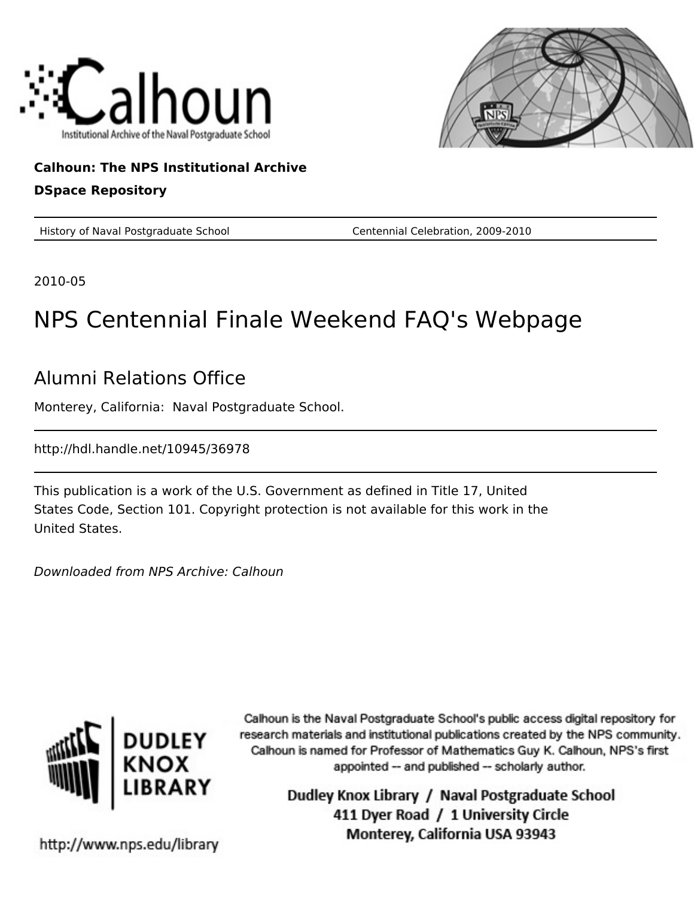**Calhoun: The NPS Institutional Archive**

**DSpace Repository**

| History of Naval Postgraduate School | Centennial Celebration, 2009-2010 |
| --- | --- |

2010-05

# NPS Centennial Finale Weekend FAQ's Webpage

## Alumni Relations Office

Monterey, California: Naval Postgraduate School.

http://hdl.handle.net/10945/36978

This publication is a work of the U.S. Government as defined in Title 17, United States Code, Section 101. Copyright protection is not available for this work in the United States.

*Downloaded from NPS Archive: Calhoun*

Calhoun is the Naval Postgraduate School's public access digital repository for research materials and institutional publications created by the NPS community. Calhoun is named for Professor of Mathematics Guy K. Calhoun, NPS's first appointed -- and published -- scholarly author.

Dudley Knox Library / Naval Postgraduate School
411 Dyer Road / 1 University Circle
Monterey, California USA 93943

http://www.nps.edu/library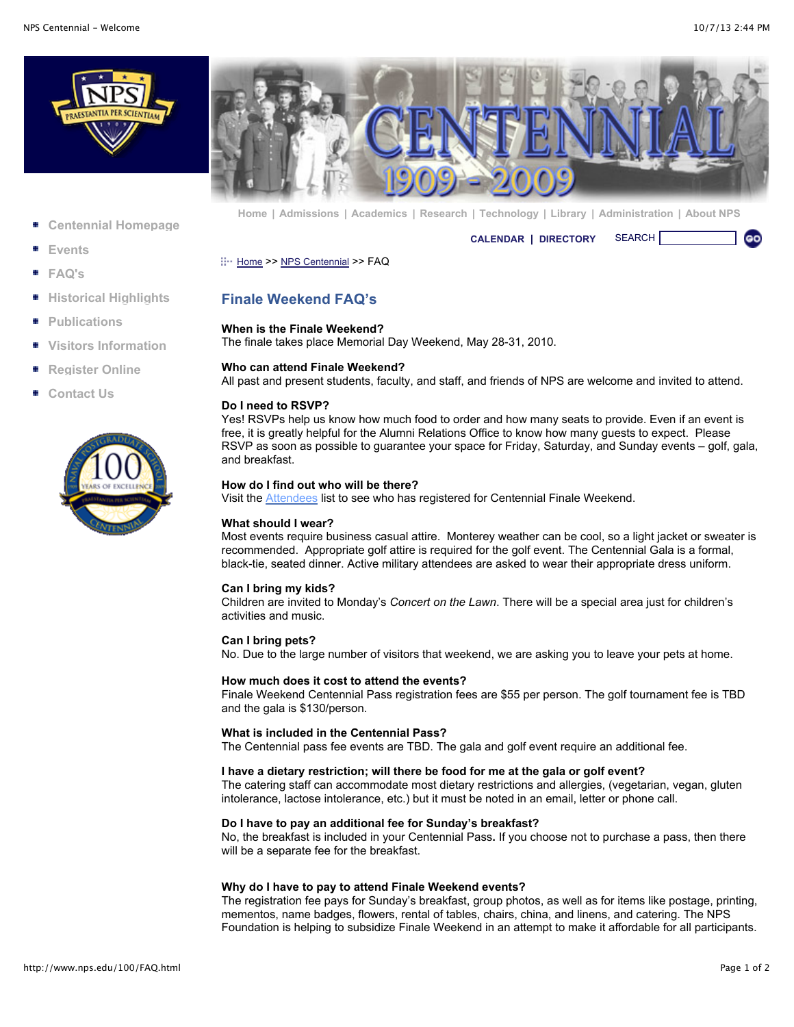- Centennial Homepage
- Events
- FAQ's
- Historical Highlights
- Publications
- Visitors Information
- Register Online
- Contact Us

Home | Admissions | Academics | Research | Technology | Library | Administration | About NPS

CALENDAR | DIRECTORY SEARCH

Home >> NPS Centennial >> FAQ

## Finale Weekend FAQ's

**When is the Finale Weekend?**
The finale takes place Memorial Day Weekend, May 28-31, 2010.

**Who can attend Finale Weekend?**
All past and present students, faculty, and staff, and friends of NPS are welcome and invited to attend.

**Do I need to RSVP?**
Yes! RSVPs help us know how much food to order and how many seats to provide. Even if an event is free, it is greatly helpful for the Alumni Relations Office to know how many guests to expect. Please RSVP as soon as possible to guarantee your space for Friday, Saturday, and Sunday events – golf, gala, and breakfast.

**How do I find out who will be there?**
Visit the Attendees list to see who has registered for Centennial Finale Weekend.

**What should I wear?**
Most events require business casual attire. Monterey weather can be cool, so a light jacket or sweater is recommended. Appropriate golf attire is required for the golf event. The Centennial Gala is a formal, black-tie, seated dinner. Active military attendees are asked to wear their appropriate dress uniform.

**Can I bring my kids?**
Children are invited to Monday's *Concert on the Lawn*. There will be a special area just for children's activities and music.

**Can I bring pets?**
No. Due to the large number of visitors that weekend, we are asking you to leave your pets at home.

**How much does it cost to attend the events?**
Finale Weekend Centennial Pass registration fees are $55 per person. The golf tournament fee is TBD and the gala is $130/person.

**What is included in the Centennial Pass?**
The Centennial pass fee events are TBD. The gala and golf event require an additional fee.

**I have a dietary restriction; will there be food for me at the gala or golf event?**
The catering staff can accommodate most dietary restrictions and allergies, (vegetarian, vegan, gluten intolerance, lactose intolerance, etc.) but it must be noted in an email, letter or phone call.

**Do I have to pay an additional fee for Sunday's breakfast?**
No, the breakfast is included in your Centennial Pass**.** If you choose not to purchase a pass, then there will be a separate fee for the breakfast.

**Why do I have to pay to attend Finale Weekend events?**
The registration fee pays for Sunday's breakfast, group photos, as well as for items like postage, printing, mementos, name badges, flowers, rental of tables, chairs, china, and linens, and catering. The NPS Foundation is helping to subsidize Finale Weekend in an attempt to make it affordable for all participants.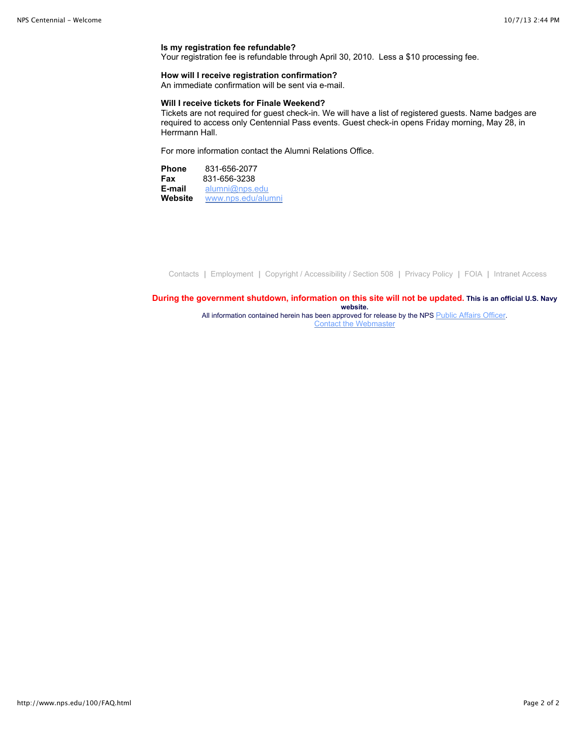**Is my registration fee refundable?**
Your registration fee is refundable through April 30, 2010. Less a $10 processing fee.

**How will I receive registration confirmation?**
An immediate confirmation will be sent via e-mail.

**Will I receive tickets for Finale Weekend?**
Tickets are not required for guest check-in. We will have a list of registered guests. Name badges are required to access only Centennial Pass events. Guest check-in opens Friday morning, May 28, in Herrmann Hall.

For more information contact the Alumni Relations Office.

**Phone** 831-656-2077
**Fax** 831-656-3238
**E-mail** alumni@nps.edu
**Website** www.nps.edu/alumni

Contacts | Employment | Copyright / Accessibility / Section 508 | Privacy Policy | FOIA | Intranet Access

**During the government shutdown, information on this site will not be updated.** **This is an official U.S. Navy website.**
All information contained herein has been approved for release by the NPS Public Affairs Officer.
Contact the Webmaster